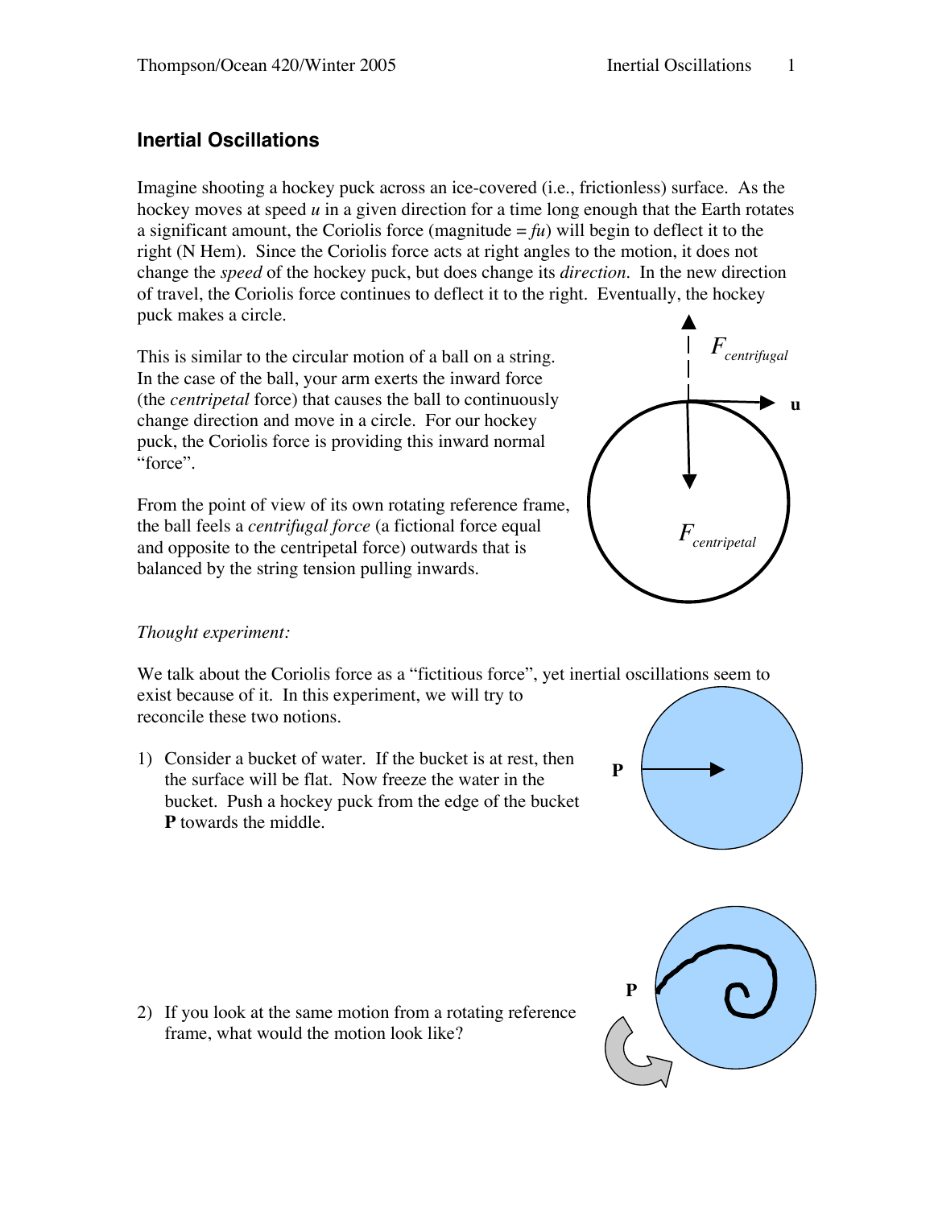## Inertial Oscillations

Imagine shooting a hockey puck across an ice-covered (i.e., frictionless) surface. As the hockey moves at speed $u$ in a given direction for a time long enough that the Earth rotates a significant amount, the Coriolis force (magnitude = $fu$) will begin to deflect it to the right (N Hem). Since the Coriolis force acts at right angles to the motion, it does not change the *speed* of the hockey puck, but does change its *direction*. In the new direction of travel, the Coriolis force continues to deflect it to the right. Eventually, the hockey puck makes a circle.

This is similar to the circular motion of a ball on a string. In the case of the ball, your arm exerts the inward force (the *centripetal* force) that causes the ball to continuously change direction and move in a circle. For our hockey puck, the Coriolis force is providing this inward normal "force".

From the point of view of its own rotating reference frame, the ball feels a *centrifugal force* (a fictional force equal and opposite to the centripetal force) outwards that is balanced by the string tension pulling inwards.

*Thought experiment:*

We talk about the Coriolis force as a "fictitious force", yet inertial oscillations seem to exist because of it. In this experiment, we will try to reconcile these two notions.

1) Consider a bucket of water. If the bucket is at rest, then the surface will be flat. Now freeze the water in the bucket. Push a hockey puck from the edge of the bucket **P** towards the middle.

2) If you look at the same motion from a rotating reference frame, what would the motion look like?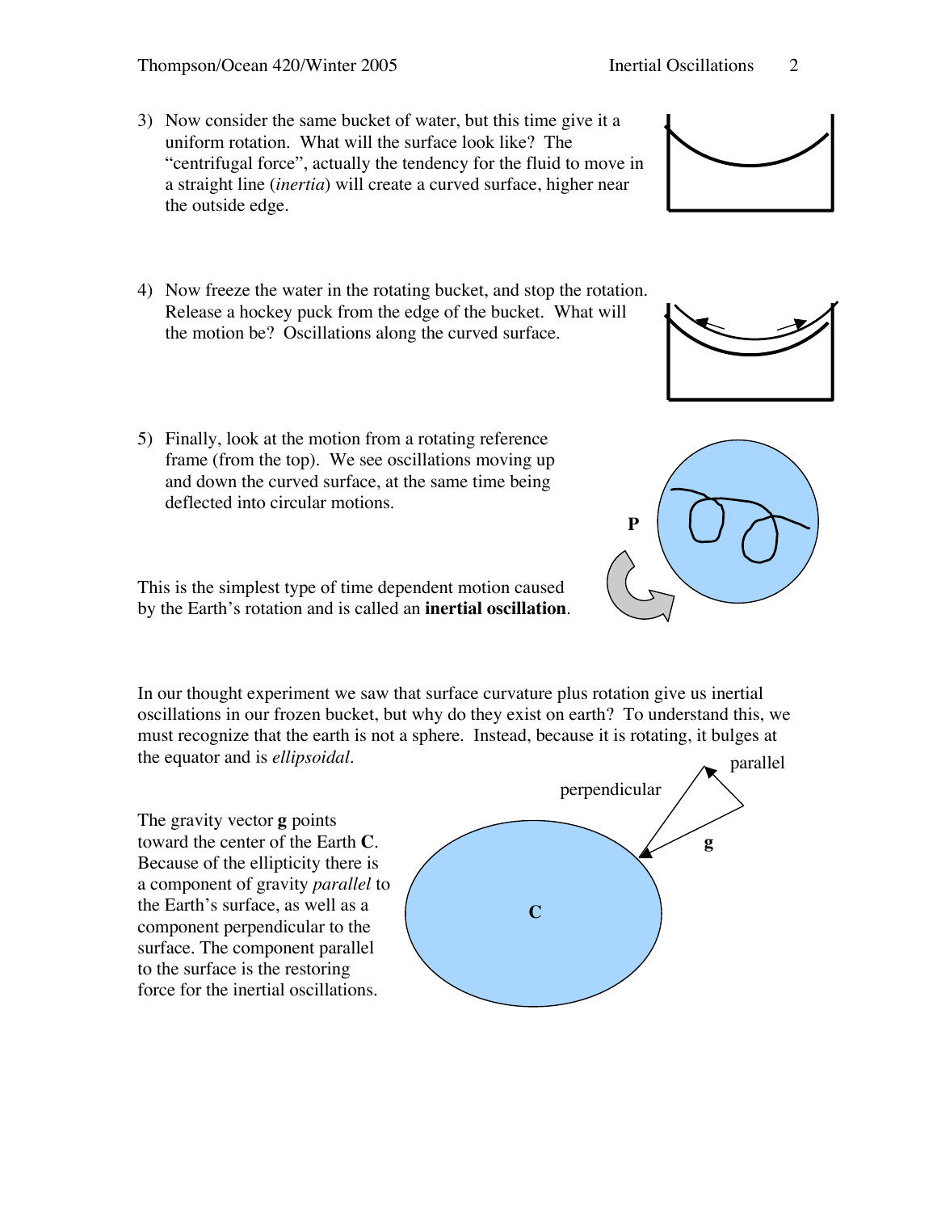3) Now consider the same bucket of water, but this time give it a uniform rotation. What will the surface look like? The "centrifugal force", actually the tendency for the fluid to move in a straight line (*inertia*) will create a curved surface, higher near the outside edge.

4) Now freeze the water in the rotating bucket, and stop the rotation. Release a hockey puck from the edge of the bucket. What will the motion be? Oscillations along the curved surface.

5) Finally, look at the motion from a rotating reference frame (from the top). We see oscillations moving up and down the curved surface, at the same time being deflected into circular motions.

This is the simplest type of time dependent motion caused by the Earth's rotation and is called an **inertial oscillation**.

In our thought experiment we saw that surface curvature plus rotation give us inertial oscillations in our frozen bucket, but why do they exist on earth? To understand this, we must recognize that the earth is not a sphere. Instead, because it is rotating, it bulges at the equator and is *ellipsoidal*.

The gravity vector **g** points toward the center of the Earth **C**. Because of the ellipticity there is a component of gravity *parallel* to the Earth's surface, as well as a component perpendicular to the surface. The component parallel to the surface is the restoring force for the inertial oscillations.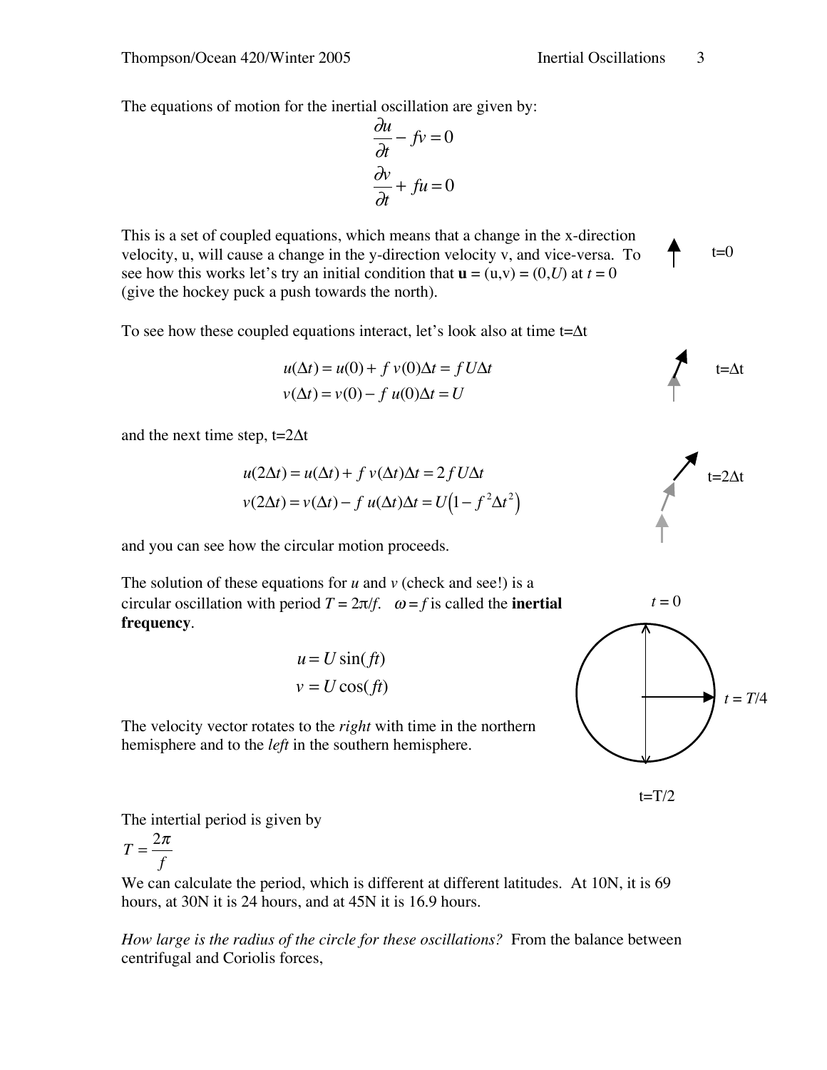The equations of motion for the inertial oscillation are given by:

$$\frac{\partial u}{\partial t} - fv = 0$$

$$\frac{\partial v}{\partial t} + fu = 0$$

This is a set of coupled equations, which means that a change in the x-direction velocity, u, will cause a change in the y-direction velocity v, and vice-versa. To see how this works let's try an initial condition that $\mathbf{u} = (u,v) = (0,U)$ at $t = 0$ (give the hockey puck a push towards the north).

t=0

To see how these coupled equations interact, let's look also at time $t=\Delta t$

$$u(\Delta t) = u(0) + f\,v(0)\Delta t = f\,U\Delta t$$

$$v(\Delta t) = v(0) - f\,u(0)\Delta t = U$$

t=Δt

and the next time step, $t=2\Delta t$

$$u(2\Delta t) = u(\Delta t) + f\,v(\Delta t)\Delta t = 2\,f\,U\Delta t$$

$$v(2\Delta t) = v(\Delta t) - f\,u(\Delta t)\Delta t = U\left(1 - f^2\Delta t^2\right)$$

t=2Δt

and you can see how the circular motion proceeds.

The solution of these equations for $u$ and $v$ (check and see!) is a circular oscillation with period $T = 2\pi/f$. $\omega = f$ is called the **inertial frequency**.

$$u = U\sin(ft)$$

$$v = U\cos(ft)$$

The velocity vector rotates to the *right* with time in the northern hemisphere and to the *left* in the southern hemisphere.

$t = 0$, $t = T/4$, t=T/2

The intertial period is given by

$$T = \frac{2\pi}{f}$$

We can calculate the period, which is different at different latitudes. At 10N, it is 69 hours, at 30N it is 24 hours, and at 45N it is 16.9 hours.

*How large is the radius of the circle for these oscillations?* From the balance between centrifugal and Coriolis forces,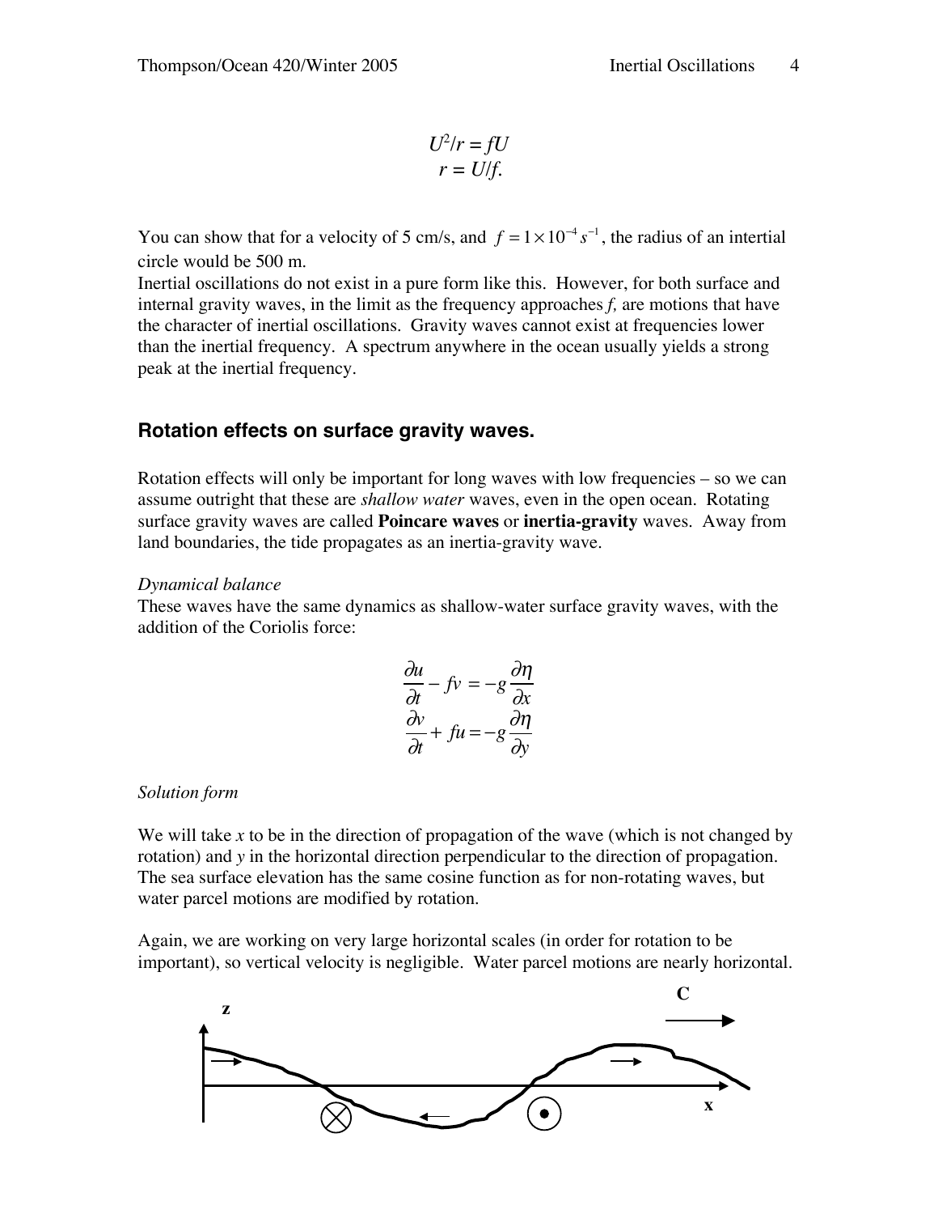$$U^2/r = fU$$
$$r = U/f.$$

You can show that for a velocity of 5 cm/s, and $f = 1\times10^{-4}\,s^{-1}$, the radius of an intertial circle would be 500 m.

Inertial oscillations do not exist in a pure form like this. However, for both surface and internal gravity waves, in the limit as the frequency approaches $f$, are motions that have the character of inertial oscillations. Gravity waves cannot exist at frequencies lower than the inertial frequency. A spectrum anywhere in the ocean usually yields a strong peak at the inertial frequency.

## Rotation effects on surface gravity waves.

Rotation effects will only be important for long waves with low frequencies – so we can assume outright that these are *shallow water* waves, even in the open ocean. Rotating surface gravity waves are called **Poincare waves** or **inertia-gravity** waves. Away from land boundaries, the tide propagates as an inertia-gravity wave.

*Dynamical balance*

These waves have the same dynamics as shallow-water surface gravity waves, with the addition of the Coriolis force:

$$\frac{\partial u}{\partial t} - fv = -g\frac{\partial \eta}{\partial x}$$
$$\frac{\partial v}{\partial t} + fu = -g\frac{\partial \eta}{\partial y}$$

*Solution form*

We will take $x$ to be in the direction of propagation of the wave (which is not changed by rotation) and $y$ in the horizontal direction perpendicular to the direction of propagation. The sea surface elevation has the same cosine function as for non-rotating waves, but water parcel motions are modified by rotation.

Again, we are working on very large horizontal scales (in order for rotation to be important), so vertical velocity is negligible. Water parcel motions are nearly horizontal.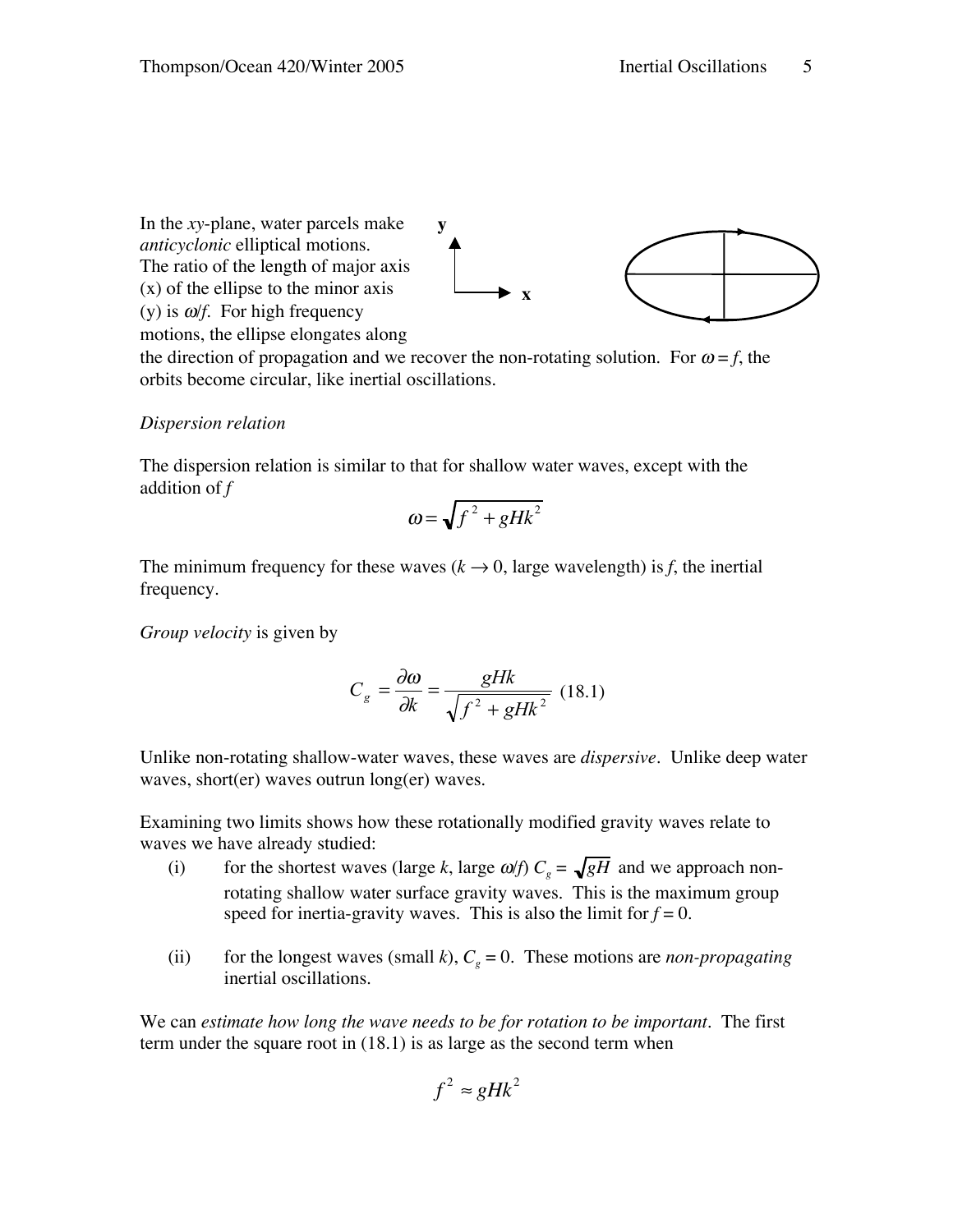In the *xy*-plane, water parcels make *anticyclonic* elliptical motions. The ratio of the length of major axis (x) of the ellipse to the minor axis (y) is $\omega/f$. For high frequency motions, the ellipse elongates along the direction of propagation and we recover the non-rotating solution. For $\omega = f$, the orbits become circular, like inertial oscillations.

*Dispersion relation*

The dispersion relation is similar to that for shallow water waves, except with the addition of $f$

$$\omega = \sqrt{f^2 + gHk^2}$$

The minimum frequency for these waves ($k \to 0$, large wavelength) is $f$, the inertial frequency.

*Group velocity* is given by

$$C_g = \frac{\partial \omega}{\partial k} = \frac{gHk}{\sqrt{f^2 + gHk^2}} \quad (18.1)$$

Unlike non-rotating shallow-water waves, these waves are *dispersive*. Unlike deep water waves, short(er) waves outrun long(er) waves.

Examining two limits shows how these rotationally modified gravity waves relate to waves we have already studied:

(i) for the shortest waves (large $k$, large $\omega/f$) $C_g = \sqrt{gH}$ and we approach non-rotating shallow water surface gravity waves. This is the maximum group speed for inertia-gravity waves. This is also the limit for $f = 0$.

(ii) for the longest waves (small $k$), $C_g = 0$. These motions are *non-propagating* inertial oscillations.

We can *estimate how long the wave needs to be for rotation to be important*. The first term under the square root in (18.1) is as large as the second term when

$$f^2 \approx gHk^2$$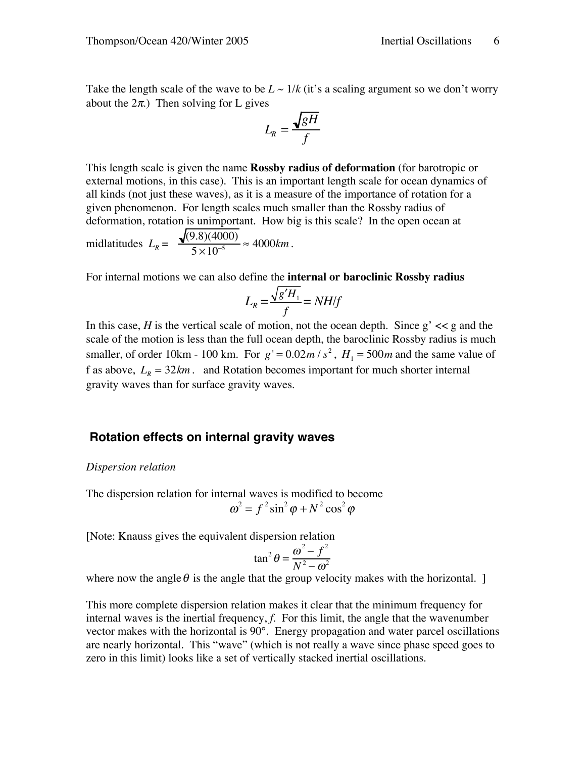Take the length scale of the wave to be $L \sim 1/k$ (it's a scaling argument so we don't worry about the $2\pi$.) Then solving for L gives

$$L_R = \frac{\sqrt{gH}}{f}$$

This length scale is given the name **Rossby radius of deformation** (for barotropic or external motions, in this case). This is an important length scale for ocean dynamics of all kinds (not just these waves), as it is a measure of the importance of rotation for a given phenomenon. For length scales much smaller than the Rossby radius of deformation, rotation is unimportant. How big is this scale? In the open ocean at midlatitudes $L_R = \dfrac{\sqrt{(9.8)(4000)}}{5\times 10^{-5}} \approx 4000km$.

For internal motions we can also define the **internal or baroclinic Rossby radius**

$$L_R = \frac{\sqrt{g' H_1}}{f} = NH/f$$

In this case, $H$ is the vertical scale of motion, not the ocean depth. Since g' << g and the scale of the motion is less than the full ocean depth, the baroclinic Rossby radius is much smaller, of order 10km - 100 km. For $g' = 0.02 m/s^2$, $H_1 = 500m$ and the same value of f as above, $L_R = 32km$. and Rotation becomes important for much shorter internal gravity waves than for surface gravity waves.

## Rotation effects on internal gravity waves

*Dispersion relation*

The dispersion relation for internal waves is modified to become

$$\omega^2 = f^2 \sin^2 \varphi + N^2 \cos^2 \varphi$$

[Note: Knauss gives the equivalent dispersion relation

$$\tan^2 \theta = \frac{\omega^2 - f^2}{N^2 - \omega^2}$$

where now the angle $\theta$ is the angle that the group velocity makes with the horizontal. ]

This more complete dispersion relation makes it clear that the minimum frequency for internal waves is the inertial frequency, *f*. For this limit, the angle that the wavenumber vector makes with the horizontal is 90°. Energy propagation and water parcel oscillations are nearly horizontal. This "wave" (which is not really a wave since phase speed goes to zero in this limit) looks like a set of vertically stacked inertial oscillations.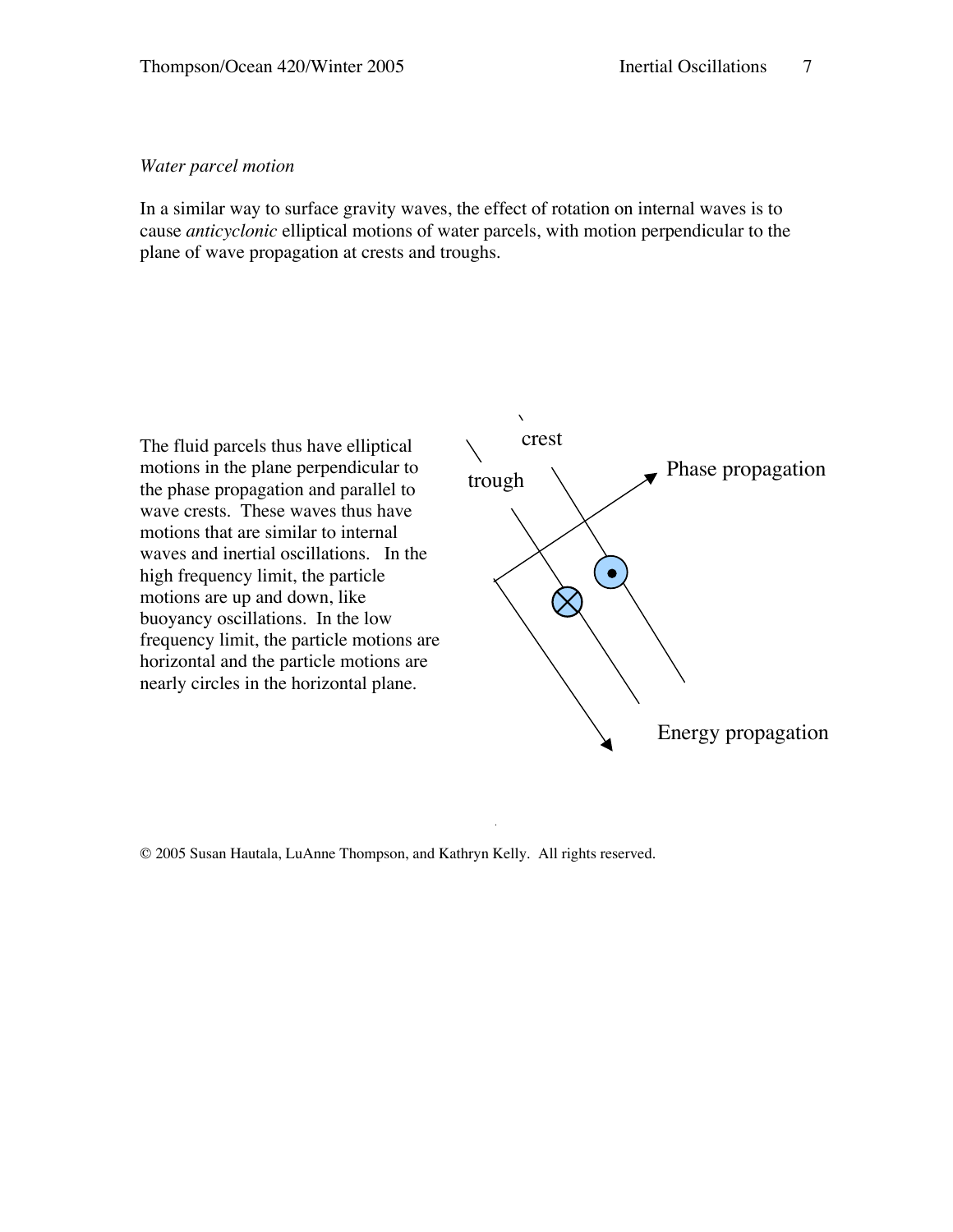*Water parcel motion*

In a similar way to surface gravity waves, the effect of rotation on internal waves is to cause *anticyclonic* elliptical motions of water parcels, with motion perpendicular to the plane of wave propagation at crests and troughs.

The fluid parcels thus have elliptical motions in the plane perpendicular to the phase propagation and parallel to wave crests. These waves thus have motions that are similar to internal waves and inertial oscillations. In the high frequency limit, the particle motions are up and down, like buoyancy oscillations. In the low frequency limit, the particle motions are horizontal and the particle motions are nearly circles in the horizontal plane.

crest

trough

Phase propagation

Energy propagation

© 2005 Susan Hautala, LuAnne Thompson, and Kathryn Kelly. All rights reserved.